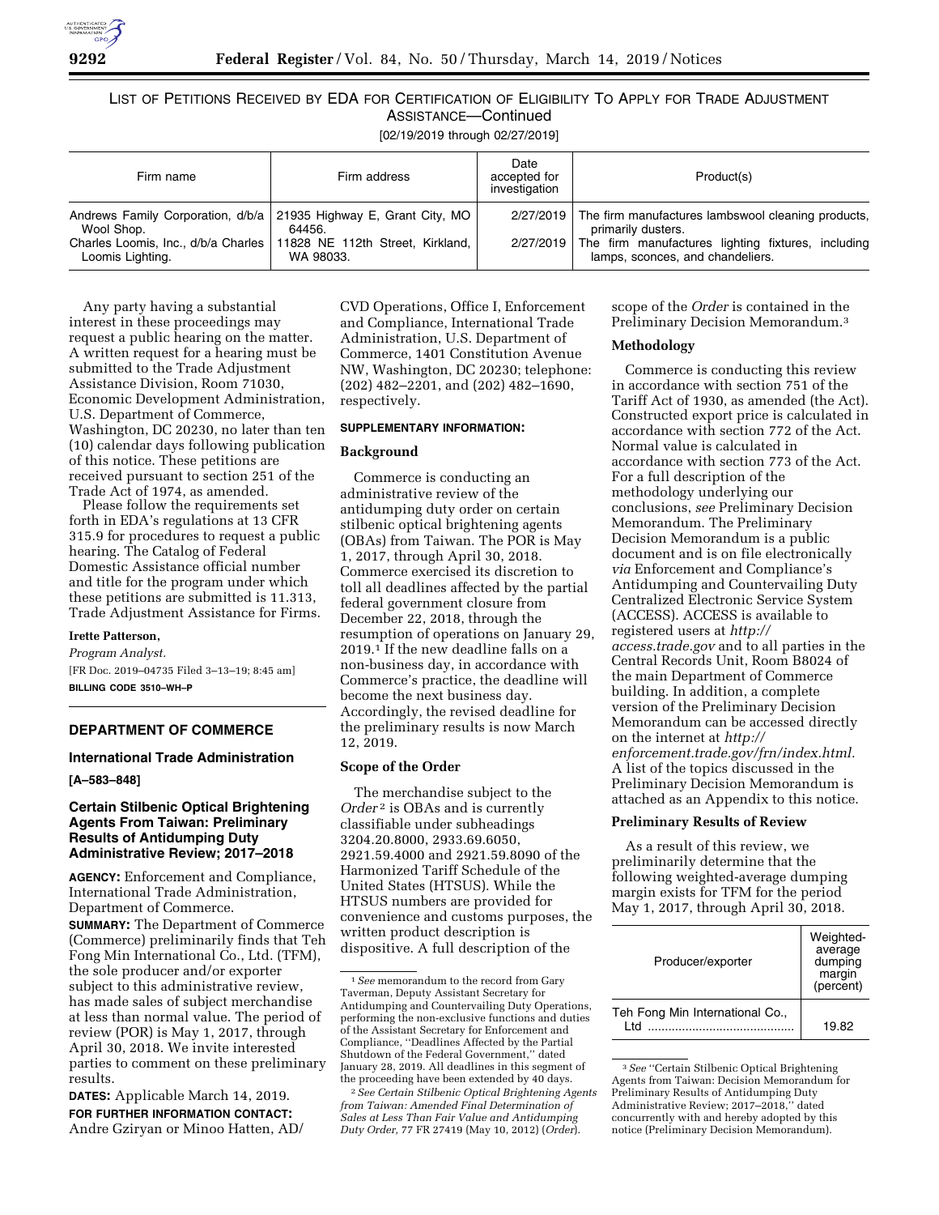LIST OF PETITIONS RECEIVED BY EDA FOR CERTIFICATION OF ELIGIBILITY TO APPLY FOR TRADE ADJUSTMENT ASSISTANCE—Continued

[02/19/2019 through 02/27/2019]

| Firm name | Firm address | Date accepted for investigation | Product(s) |
|---|---|---|---|
| Andrews Family Corporation, d/b/a Wool Shop. | 21935 Highway E, Grant City, MO 64456. | 2/27/2019 | The firm manufactures lambswool cleaning products, primarily dusters. |
| Charles Loomis, Inc., d/b/a Charles Loomis Lighting. | 11828 NE 112th Street, Kirkland, WA 98033. | 2/27/2019 | The firm manufactures lighting fixtures, including lamps, sconces, and chandeliers. |

Any party having a substantial interest in these proceedings may request a public hearing on the matter. A written request for a hearing must be submitted to the Trade Adjustment Assistance Division, Room 71030, Economic Development Administration, U.S. Department of Commerce, Washington, DC 20230, no later than ten (10) calendar days following publication of this notice. These petitions are received pursuant to section 251 of the Trade Act of 1974, as amended.

Please follow the requirements set forth in EDA's regulations at 13 CFR 315.9 for procedures to request a public hearing. The Catalog of Federal Domestic Assistance official number and title for the program under which these petitions are submitted is 11.313, Trade Adjustment Assistance for Firms.

**Irette Patterson,**

*Program Analyst.*

[FR Doc. 2019–04735 Filed 3–13–19; 8:45 am]

**BILLING CODE 3510–WH–P**

## DEPARTMENT OF COMMERCE

### International Trade Administration

**[A–583–848]**

### Certain Stilbenic Optical Brightening Agents From Taiwan: Preliminary Results of Antidumping Duty Administrative Review; 2017–2018

**AGENCY:** Enforcement and Compliance, International Trade Administration, Department of Commerce.

**SUMMARY:** The Department of Commerce (Commerce) preliminarily finds that Teh Fong Min International Co., Ltd. (TFM), the sole producer and/or exporter subject to this administrative review, has made sales of subject merchandise at less than normal value. The period of review (POR) is May 1, 2017, through April 30, 2018. We invite interested parties to comment on these preliminary results.

**DATES:** Applicable March 14, 2019.

**FOR FURTHER INFORMATION CONTACT:** Andre Gziryan or Minoo Hatten, AD/CVD Operations, Office I, Enforcement and Compliance, International Trade Administration, U.S. Department of Commerce, 1401 Constitution Avenue NW, Washington, DC 20230; telephone: (202) 482–2201, and (202) 482–1690, respectively.

**SUPPLEMENTARY INFORMATION:**

#### Background

Commerce is conducting an administrative review of the antidumping duty order on certain stilbenic optical brightening agents (OBAs) from Taiwan. The POR is May 1, 2017, through April 30, 2018. Commerce exercised its discretion to toll all deadlines affected by the partial federal government closure from December 22, 2018, through the resumption of operations on January 29, 2019.[1] If the new deadline falls on a non-business day, in accordance with Commerce's practice, the deadline will become the next business day. Accordingly, the revised deadline for the preliminary results is now March 12, 2019.

#### Scope of the Order

The merchandise subject to the *Order*[2] is OBAs and is currently classifiable under subheadings 3204.20.8000, 2933.69.6050, 2921.59.4000 and 2921.59.8090 of the Harmonized Tariff Schedule of the United States (HTSUS). While the HTSUS numbers are provided for convenience and customs purposes, the written product description is dispositive. A full description of the scope of the *Order* is contained in the Preliminary Decision Memorandum.[3]

#### Methodology

Commerce is conducting this review in accordance with section 751 of the Tariff Act of 1930, as amended (the Act). Constructed export price is calculated in accordance with section 772 of the Act. Normal value is calculated in accordance with section 773 of the Act. For a full description of the methodology underlying our conclusions, *see* Preliminary Decision Memorandum. The Preliminary Decision Memorandum is a public document and is on file electronically *via* Enforcement and Compliance's Antidumping and Countervailing Duty Centralized Electronic Service System (ACCESS). ACCESS is available to registered users at *http://access.trade.gov* and to all parties in the Central Records Unit, Room B8024 of the main Department of Commerce building. In addition, a complete version of the Preliminary Decision Memorandum can be accessed directly on the internet at *http://enforcement.trade.gov/frn/index.html.* A list of the topics discussed in the Preliminary Decision Memorandum is attached as an Appendix to this notice.

#### Preliminary Results of Review

As a result of this review, we preliminarily determine that the following weighted-average dumping margin exists for TFM for the period May 1, 2017, through April 30, 2018.

| Producer/exporter | Weighted-average dumping margin (percent) |
|---|---|
| Teh Fong Min International Co., Ltd | 19.82 |

[1] *See* memorandum to the record from Gary Taverman, Deputy Assistant Secretary for Antidumping and Countervailing Duty Operations, performing the non-exclusive functions and duties of the Assistant Secretary for Enforcement and Compliance, "Deadlines Affected by the Partial Shutdown of the Federal Government," dated January 28, 2019. All deadlines in this segment of the proceeding have been extended by 40 days.

[2] *See Certain Stilbenic Optical Brightening Agents from Taiwan: Amended Final Determination of Sales at Less Than Fair Value and Antidumping Duty Order,* 77 FR 27419 (May 10, 2012) (*Order*).

[3] *See* "Certain Stilbenic Optical Brightening Agents from Taiwan: Decision Memorandum for Preliminary Results of Antidumping Duty Administrative Review; 2017–2018," dated concurrently with and hereby adopted by this notice (Preliminary Decision Memorandum).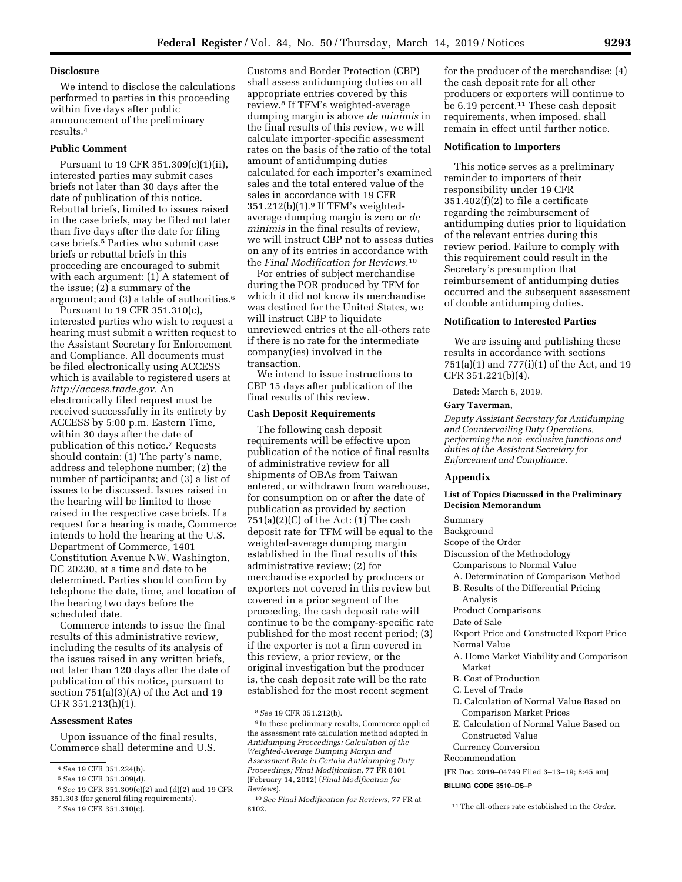## Disclosure

We intend to disclose the calculations performed to parties in this proceeding within five days after public announcement of the preliminary results.[4]

## Public Comment

Pursuant to 19 CFR 351.309(c)(1)(ii), interested parties may submit cases briefs not later than 30 days after the date of publication of this notice. Rebuttal briefs, limited to issues raised in the case briefs, may be filed not later than five days after the date for filing case briefs.[5] Parties who submit case briefs or rebuttal briefs in this proceeding are encouraged to submit with each argument: (1) A statement of the issue; (2) a summary of the argument; and (3) a table of authorities.[6]

Pursuant to 19 CFR 351.310(c), interested parties who wish to request a hearing must submit a written request to the Assistant Secretary for Enforcement and Compliance. All documents must be filed electronically using ACCESS which is available to registered users at *http://access.trade.gov.* An electronically filed request must be received successfully in its entirety by ACCESS by 5:00 p.m. Eastern Time, within 30 days after the date of publication of this notice.[7] Requests should contain: (1) The party's name, address and telephone number; (2) the number of participants; and (3) a list of issues to be discussed. Issues raised in the hearing will be limited to those raised in the respective case briefs. If a request for a hearing is made, Commerce intends to hold the hearing at the U.S. Department of Commerce, 1401 Constitution Avenue NW, Washington, DC 20230, at a time and date to be determined. Parties should confirm by telephone the date, time, and location of the hearing two days before the scheduled date.

Commerce intends to issue the final results of this administrative review, including the results of its analysis of the issues raised in any written briefs, not later than 120 days after the date of publication of this notice, pursuant to section 751(a)(3)(A) of the Act and 19 CFR 351.213(h)(1).

## Assessment Rates

Upon issuance of the final results, Commerce shall determine and U.S. Customs and Border Protection (CBP) shall assess antidumping duties on all appropriate entries covered by this review.[8] If TFM's weighted-average dumping margin is above *de minimis* in the final results of this review, we will calculate importer-specific assessment rates on the basis of the ratio of the total amount of antidumping duties calculated for each importer's examined sales and the total entered value of the sales in accordance with 19 CFR 351.212(b)(1).[9] If TFM's weighted-average dumping margin is zero or *de minimis* in the final results of review, we will instruct CBP not to assess duties on any of its entries in accordance with the *Final Modification for Reviews*.[10]

For entries of subject merchandise during the POR produced by TFM for which it did not know its merchandise was destined for the United States, we will instruct CBP to liquidate unreviewed entries at the all-others rate if there is no rate for the intermediate company(ies) involved in the transaction.

We intend to issue instructions to CBP 15 days after publication of the final results of this review.

## Cash Deposit Requirements

The following cash deposit requirements will be effective upon publication of the notice of final results of administrative review for all shipments of OBAs from Taiwan entered, or withdrawn from warehouse, for consumption on or after the date of publication as provided by section 751(a)(2)(C) of the Act: (1) The cash deposit rate for TFM will be equal to the weighted-average dumping margin established in the final results of this administrative review; (2) for merchandise exported by producers or exporters not covered in this review but covered in a prior segment of the proceeding, the cash deposit rate will continue to be the company-specific rate published for the most recent period; (3) if the exporter is not a firm covered in this review, a prior review, or the original investigation but the producer is, the cash deposit rate will be the rate established for the most recent segment for the producer of the merchandise; (4) the cash deposit rate for all other producers or exporters will continue to be 6.19 percent.[11] These cash deposit requirements, when imposed, shall remain in effect until further notice.

## Notification to Importers

This notice serves as a preliminary reminder to importers of their responsibility under 19 CFR 351.402(f)(2) to file a certificate regarding the reimbursement of antidumping duties prior to liquidation of the relevant entries during this review period. Failure to comply with this requirement could result in the Secretary's presumption that reimbursement of antidumping duties occurred and the subsequent assessment of double antidumping duties.

## Notification to Interested Parties

We are issuing and publishing these results in accordance with sections 751(a)(1) and 777(i)(1) of the Act, and 19 CFR 351.221(b)(4).

Dated: March 6, 2019.

**Gary Taverman,**

*Deputy Assistant Secretary for Antidumping and Countervailing Duty Operations, performing the non-exclusive functions and duties of the Assistant Secretary for Enforcement and Compliance.*

## Appendix

### List of Topics Discussed in the Preliminary Decision Memorandum

Summary
Background
Scope of the Order
Discussion of the Methodology
- Comparisons to Normal Value
  - A. Determination of Comparison Method
  - B. Results of the Differential Pricing Analysis
- Product Comparisons
- Date of Sale
- Export Price and Constructed Export Price
- Normal Value
  - A. Home Market Viability and Comparison Market
  - B. Cost of Production
  - C. Level of Trade
  - D. Calculation of Normal Value Based on Comparison Market Prices
  - E. Calculation of Normal Value Based on Constructed Value
- Currency Conversion

Recommendation

[FR Doc. 2019–04749 Filed 3–13–19; 8:45 am]

**BILLING CODE 3510–DS–P**

---

[4] *See* 19 CFR 351.224(b).

[5] *See* 19 CFR 351.309(d).

[6] *See* 19 CFR 351.309(c)(2) and (d)(2) and 19 CFR 351.303 (for general filing requirements).

[7] *See* 19 CFR 351.310(c).

[8] *See* 19 CFR 351.212(b).

[9] In these preliminary results, Commerce applied the assessment rate calculation method adopted in *Antidumping Proceedings: Calculation of the Weighted-Average Dumping Margin and Assessment Rate in Certain Antidumping Duty Proceedings; Final Modification,* 77 FR 8101 (February 14, 2012) (*Final Modification for Reviews*).

[10] *See Final Modification for Reviews,* 77 FR at 8102.

[11] The all-others rate established in the *Order.*